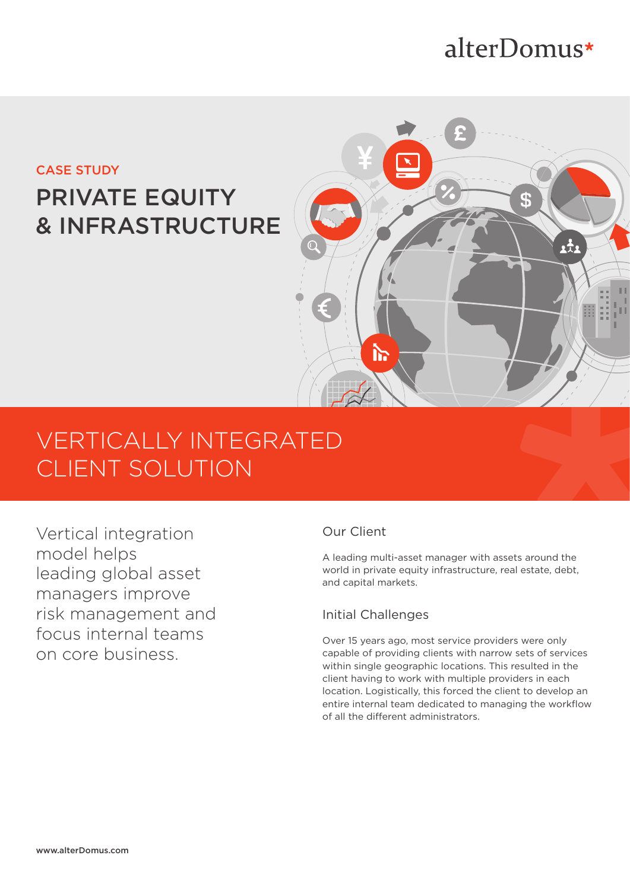alterDomus*

CASE STUDY

# PRIVATE EQUITY & INFRASTRUCTURE

## VERTICALLY INTEGRATED CLIENT SOLUTION

Vertical integration model helps leading global asset managers improve risk management and focus internal teams on core business.

### Our Client

A leading multi-asset manager with assets around the world in private equity infrastructure, real estate, debt, and capital markets.

### Initial Challenges

Over 15 years ago, most service providers were only capable of providing clients with narrow sets of services within single geographic locations. This resulted in the client having to work with multiple providers in each location. Logistically, this forced the client to develop an entire internal team dedicated to managing the workflow of all the different administrators.

www.alterDomus.com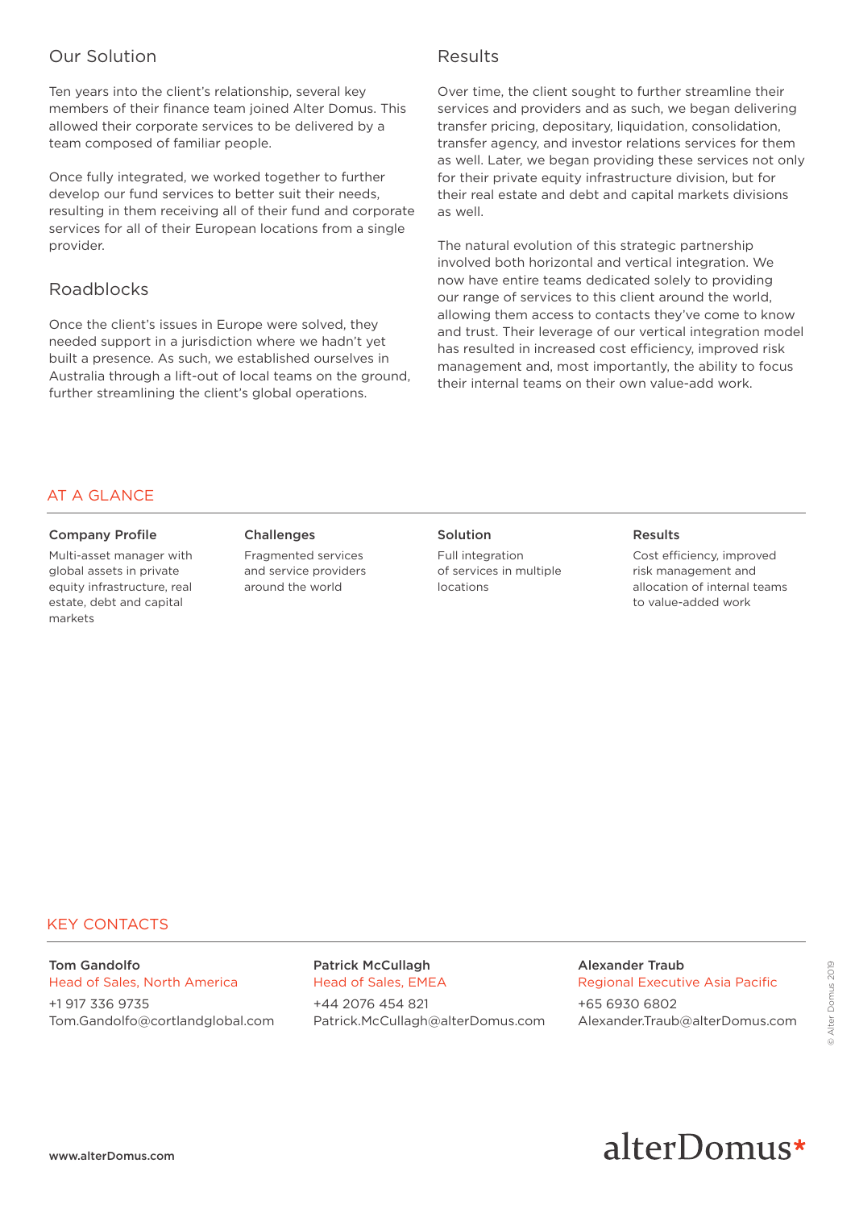## Our Solution

Ten years into the client's relationship, several key members of their finance team joined Alter Domus. This allowed their corporate services to be delivered by a team composed of familiar people.

Once fully integrated, we worked together to further develop our fund services to better suit their needs, resulting in them receiving all of their fund and corporate services for all of their European locations from a single provider.

## Roadblocks

Once the client's issues in Europe were solved, they needed support in a jurisdiction where we hadn't yet built a presence. As such, we established ourselves in Australia through a lift-out of local teams on the ground, further streamlining the client's global operations.

## Results

Over time, the client sought to further streamline their services and providers and as such, we began delivering transfer pricing, depositary, liquidation, consolidation, transfer agency, and investor relations services for them as well. Later, we began providing these services not only for their private equity infrastructure division, but for their real estate and debt and capital markets divisions as well.

The natural evolution of this strategic partnership involved both horizontal and vertical integration. We now have entire teams dedicated solely to providing our range of services to this client around the world, allowing them access to contacts they've come to know and trust. Their leverage of our vertical integration model has resulted in increased cost efficiency, improved risk management and, most importantly, the ability to focus their internal teams on their own value-add work.

## AT A GLANCE

**Company Profile**
Multi-asset manager with global assets in private equity infrastructure, real estate, debt and capital markets

**Challenges**
Fragmented services and service providers around the world

**Solution**
Full integration of services in multiple locations

**Results**
Cost efficiency, improved risk management and allocation of internal teams to value-added work

## KEY CONTACTS

**Tom Gandolfo**
Head of Sales, North America
+1 917 336 9735
Tom.Gandolfo@cortlandglobal.com

**Patrick McCullagh**
Head of Sales, EMEA
+44 2076 454 821
Patrick.McCullagh@alterDomus.com

**Alexander Traub**
Regional Executive Asia Pacific
+65 6930 6802
Alexander.Traub@alterDomus.com

© Alter Domus 2019

www.alterDomus.com

alterDomus*